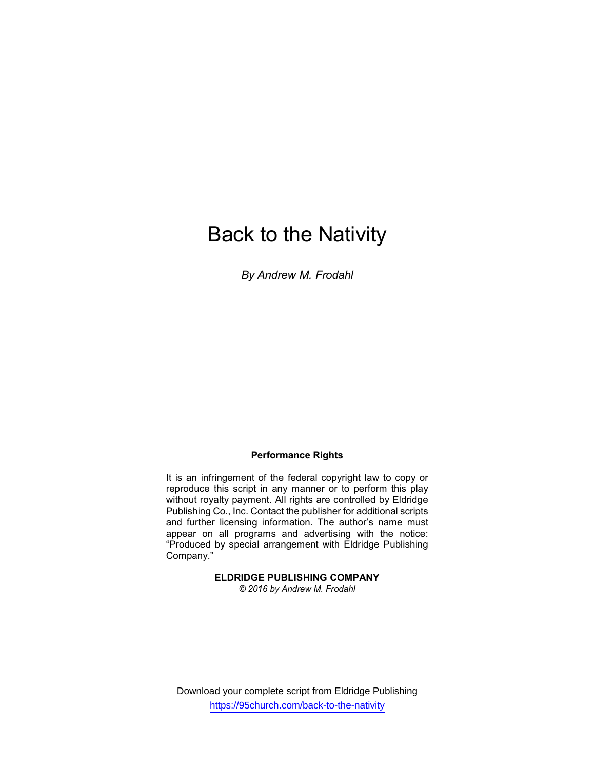# Back to the Nativity

*By Andrew M. Frodahl*

**Performance Rights**

It is an infringement of the federal copyright law to copy or reproduce this script in any manner or to perform this play without royalty payment. All rights are controlled by Eldridge Publishing Co., Inc. Contact the publisher for additional scripts and further licensing information. The author's name must appear on all programs and advertising with the notice: "Produced by special arrangement with Eldridge Publishing Company."

**ELDRIDGE PUBLISHING COMPANY**
*© 2016 by Andrew M. Frodahl*

Download your complete script from Eldridge Publishing
https://95church.com/back-to-the-nativity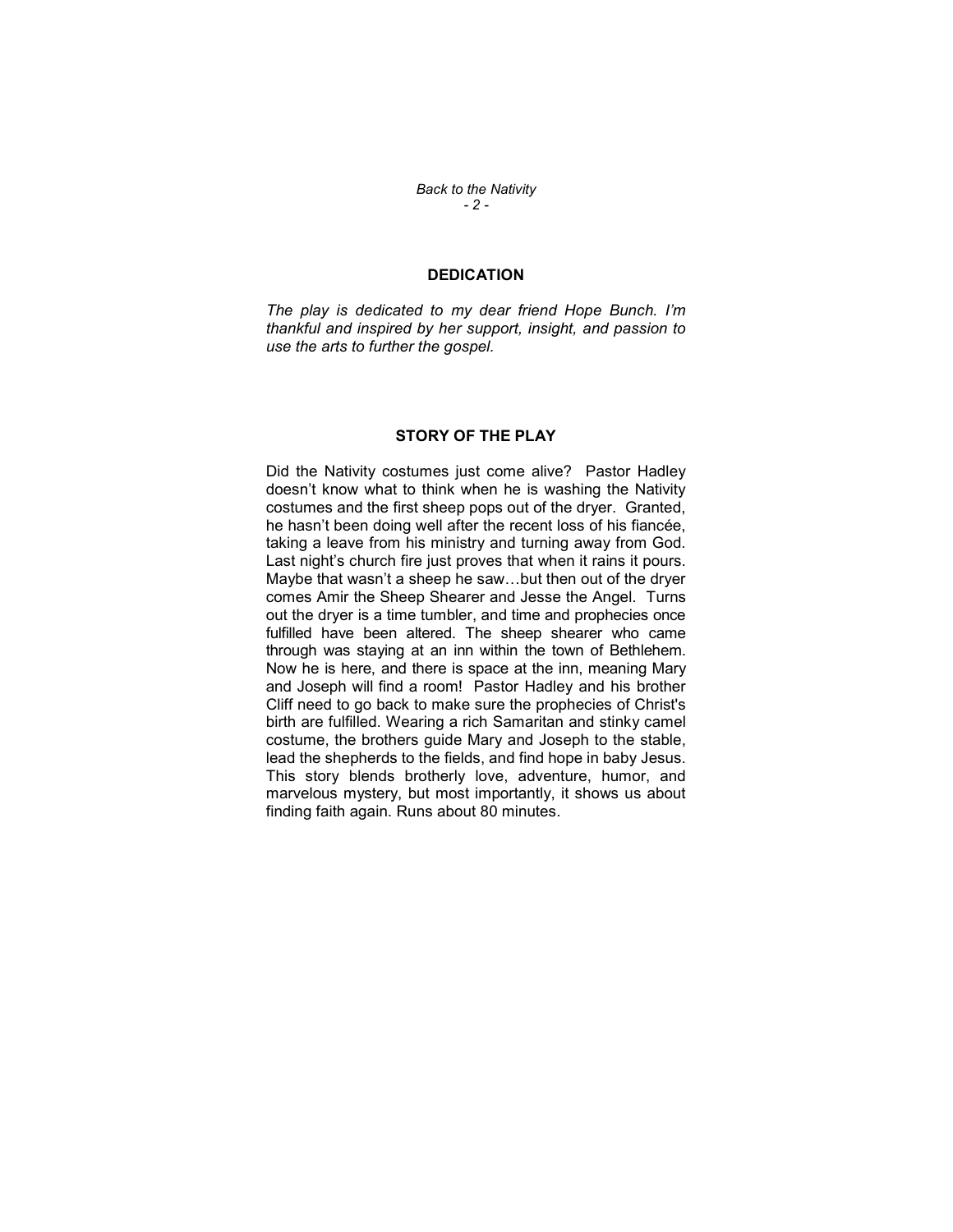## DEDICATION

*The play is dedicated to my dear friend Hope Bunch. I'm thankful and inspired by her support, insight, and passion to use the arts to further the gospel.*

## STORY OF THE PLAY

Did the Nativity costumes just come alive? Pastor Hadley doesn't know what to think when he is washing the Nativity costumes and the first sheep pops out of the dryer. Granted, he hasn't been doing well after the recent loss of his fiancée, taking a leave from his ministry and turning away from God. Last night's church fire just proves that when it rains it pours. Maybe that wasn't a sheep he saw…but then out of the dryer comes Amir the Sheep Shearer and Jesse the Angel. Turns out the dryer is a time tumbler, and time and prophecies once fulfilled have been altered. The sheep shearer who came through was staying at an inn within the town of Bethlehem. Now he is here, and there is space at the inn, meaning Mary and Joseph will find a room! Pastor Hadley and his brother Cliff need to go back to make sure the prophecies of Christ's birth are fulfilled. Wearing a rich Samaritan and stinky camel costume, the brothers guide Mary and Joseph to the stable, lead the shepherds to the fields, and find hope in baby Jesus. This story blends brotherly love, adventure, humor, and marvelous mystery, but most importantly, it shows us about finding faith again. Runs about 80 minutes.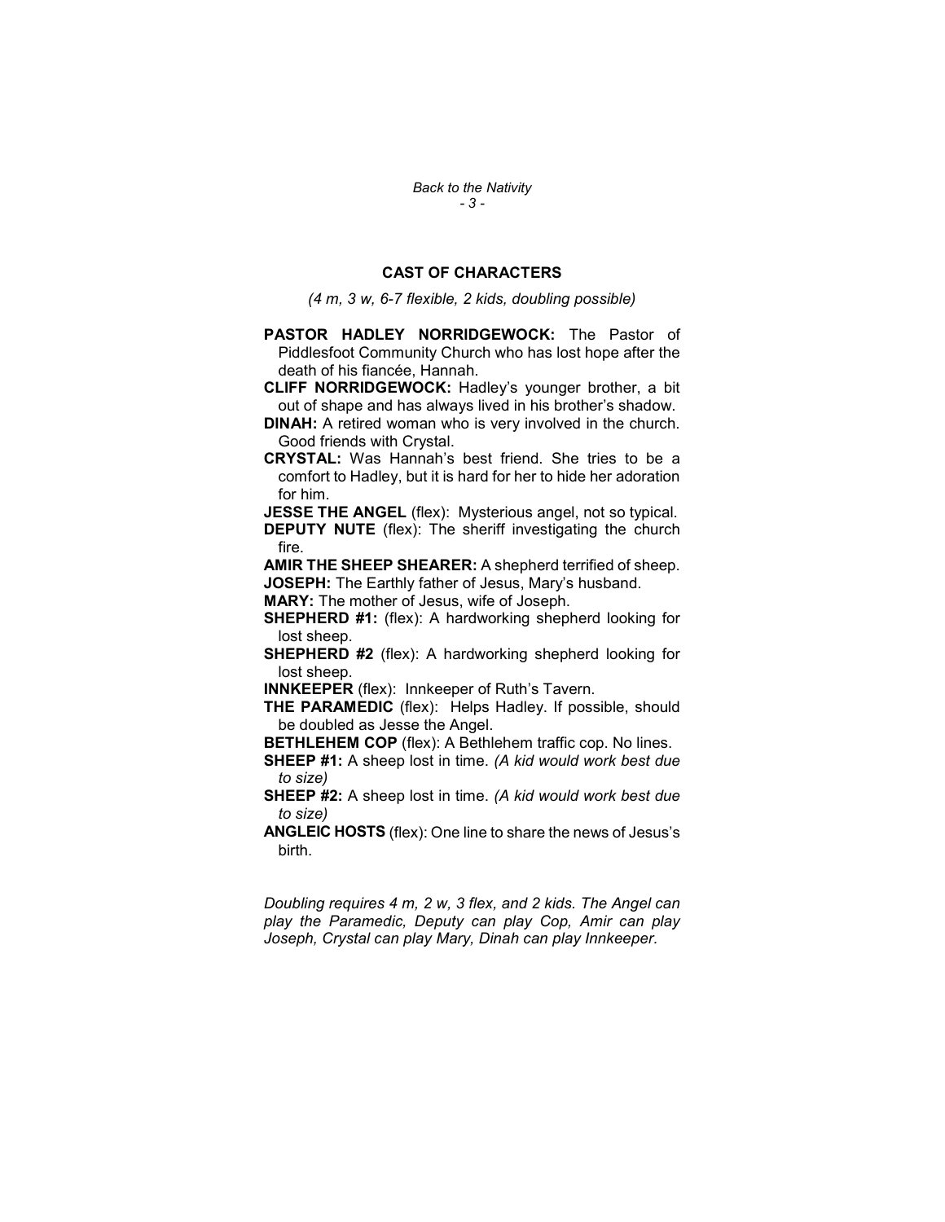## CAST OF CHARACTERS

*(4 m, 3 w, 6-7 flexible, 2 kids, doubling possible)*

**PASTOR HADLEY NORRIDGEWOCK:** The Pastor of Piddlesfoot Community Church who has lost hope after the death of his fiancée, Hannah.

**CLIFF NORRIDGEWOCK:** Hadley's younger brother, a bit out of shape and has always lived in his brother's shadow.

**DINAH:** A retired woman who is very involved in the church. Good friends with Crystal.

**CRYSTAL:** Was Hannah's best friend. She tries to be a comfort to Hadley, but it is hard for her to hide her adoration for him.

**JESSE THE ANGEL** (flex): Mysterious angel, not so typical.

**DEPUTY NUTE** (flex): The sheriff investigating the church fire.

**AMIR THE SHEEP SHEARER:** A shepherd terrified of sheep.

**JOSEPH:** The Earthly father of Jesus, Mary's husband.

**MARY:** The mother of Jesus, wife of Joseph.

**SHEPHERD #1:** (flex): A hardworking shepherd looking for lost sheep.

**SHEPHERD #2** (flex): A hardworking shepherd looking for lost sheep.

**INNKEEPER** (flex): Innkeeper of Ruth's Tavern.

**THE PARAMEDIC** (flex): Helps Hadley. If possible, should be doubled as Jesse the Angel.

**BETHLEHEM COP** (flex): A Bethlehem traffic cop. No lines.

**SHEEP #1:** A sheep lost in time. *(A kid would work best due to size)*

**SHEEP #2:** A sheep lost in time. *(A kid would work best due to size)*

**ANGLEIC HOSTS** (flex): One line to share the news of Jesus's birth.

*Doubling requires 4 m, 2 w, 3 flex, and 2 kids. The Angel can play the Paramedic, Deputy can play Cop, Amir can play Joseph, Crystal can play Mary, Dinah can play Innkeeper.*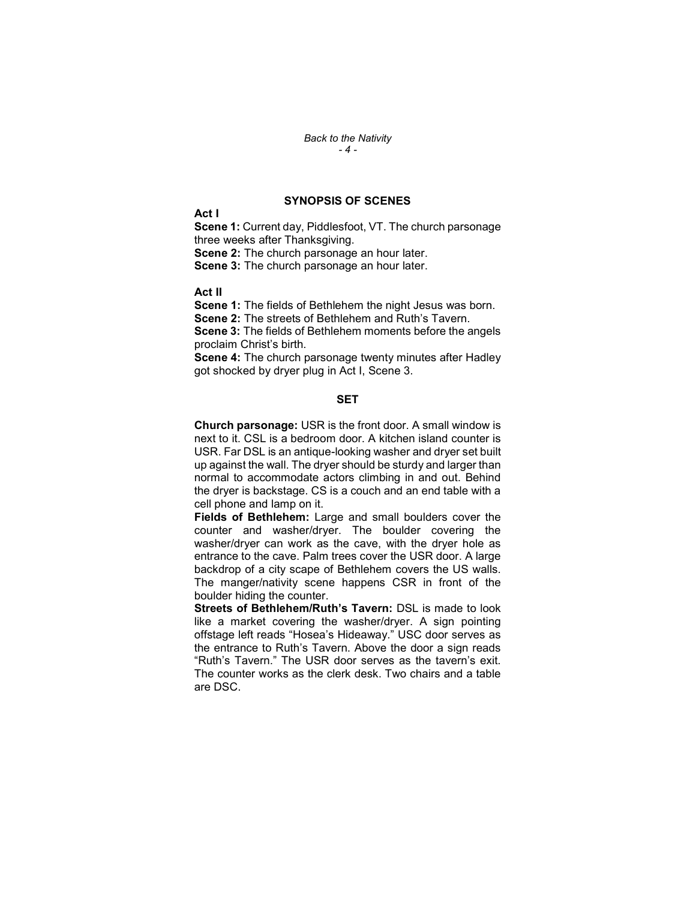## SYNOPSIS OF SCENES

### Act I

**Scene 1:** Current day, Piddlesfoot, VT. The church parsonage three weeks after Thanksgiving.
**Scene 2:** The church parsonage an hour later.
**Scene 3:** The church parsonage an hour later.

### Act II

**Scene 1:** The fields of Bethlehem the night Jesus was born.
**Scene 2:** The streets of Bethlehem and Ruth's Tavern.
**Scene 3:** The fields of Bethlehem moments before the angels proclaim Christ's birth.
**Scene 4:** The church parsonage twenty minutes after Hadley got shocked by dryer plug in Act I, Scene 3.

## SET

**Church parsonage:** USR is the front door. A small window is next to it. CSL is a bedroom door. A kitchen island counter is USR. Far DSL is an antique-looking washer and dryer set built up against the wall. The dryer should be sturdy and larger than normal to accommodate actors climbing in and out. Behind the dryer is backstage. CS is a couch and an end table with a cell phone and lamp on it.

**Fields of Bethlehem:** Large and small boulders cover the counter and washer/dryer. The boulder covering the washer/dryer can work as the cave, with the dryer hole as entrance to the cave. Palm trees cover the USR door. A large backdrop of a city scape of Bethlehem covers the US walls. The manger/nativity scene happens CSR in front of the boulder hiding the counter.

**Streets of Bethlehem/Ruth's Tavern:** DSL is made to look like a market covering the washer/dryer. A sign pointing offstage left reads "Hosea's Hideaway." USC door serves as the entrance to Ruth's Tavern. Above the door a sign reads "Ruth's Tavern." The USR door serves as the tavern's exit. The counter works as the clerk desk. Two chairs and a table are DSC.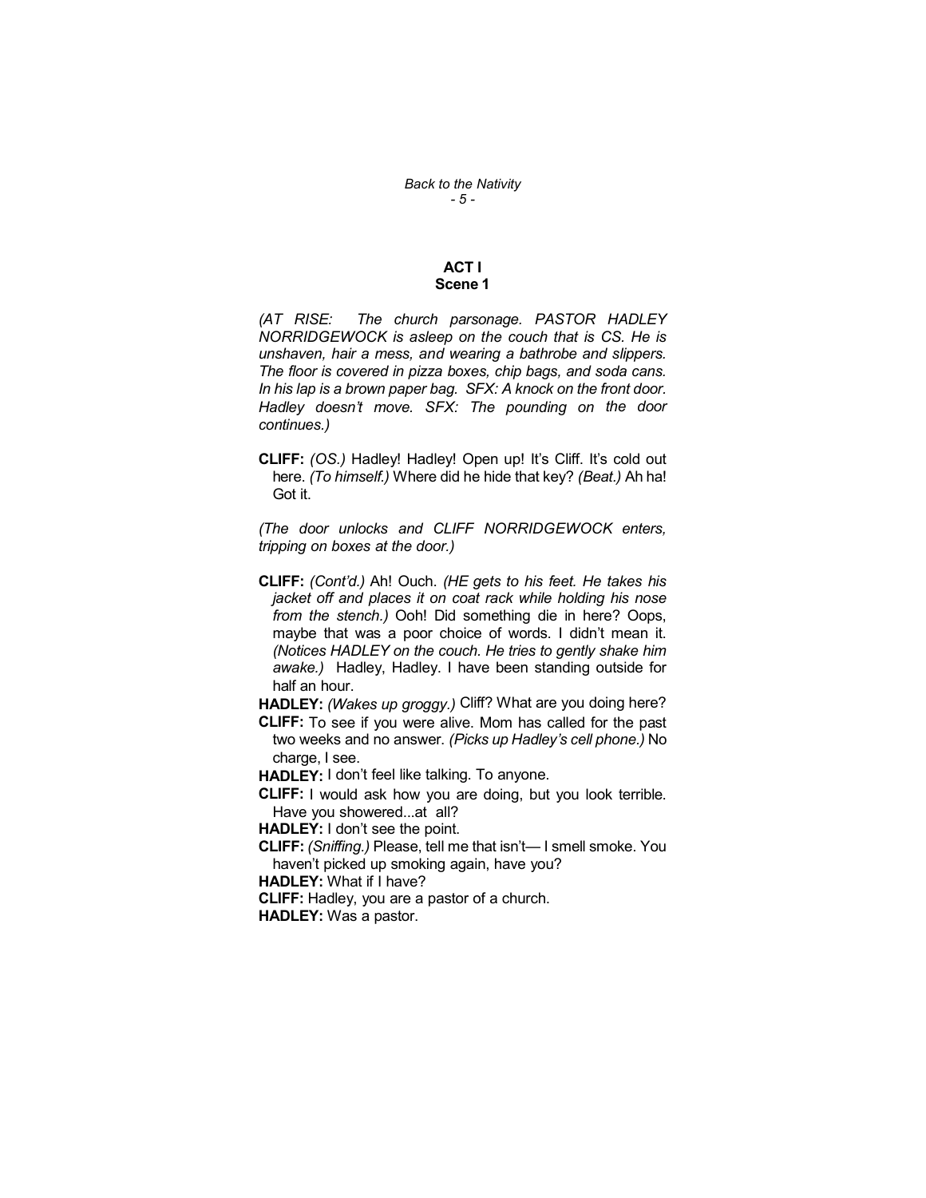## ACT I
### Scene 1

*(AT RISE: The church parsonage. PASTOR HADLEY NORRIDGEWOCK is asleep on the couch that is CS. He is unshaven, hair a mess, and wearing a bathrobe and slippers. The floor is covered in pizza boxes, chip bags, and soda cans. In his lap is a brown paper bag. SFX: A knock on the front door. Hadley doesn't move. SFX: The pounding on the door continues.)*

**CLIFF:** *(OS.)* Hadley! Hadley! Open up! It's Cliff. It's cold out here. *(To himself.)* Where did he hide that key? *(Beat.)* Ah ha! Got it.

*(The door unlocks and CLIFF NORRIDGEWOCK enters, tripping on boxes at the door.)*

**CLIFF:** *(Cont'd.)* Ah! Ouch. *(HE gets to his feet. He takes his jacket off and places it on coat rack while holding his nose from the stench.)* Ooh! Did something die in here? Oops, maybe that was a poor choice of words. I didn't mean it. *(Notices HADLEY on the couch. He tries to gently shake him awake.)* Hadley, Hadley. I have been standing outside for half an hour.

**HADLEY:** *(Wakes up groggy.)* Cliff? What are you doing here?

**CLIFF:** To see if you were alive. Mom has called for the past two weeks and no answer. *(Picks up Hadley's cell phone.)* No charge, I see.

**HADLEY:** I don't feel like talking. To anyone.

**CLIFF:** I would ask how you are doing, but you look terrible. Have you showered...at all?

**HADLEY:** I don't see the point.

**CLIFF:** *(Sniffing.)* Please, tell me that isn't— I smell smoke. You haven't picked up smoking again, have you?

**HADLEY:** What if I have?

**CLIFF:** Hadley, you are a pastor of a church.

**HADLEY:** Was a pastor.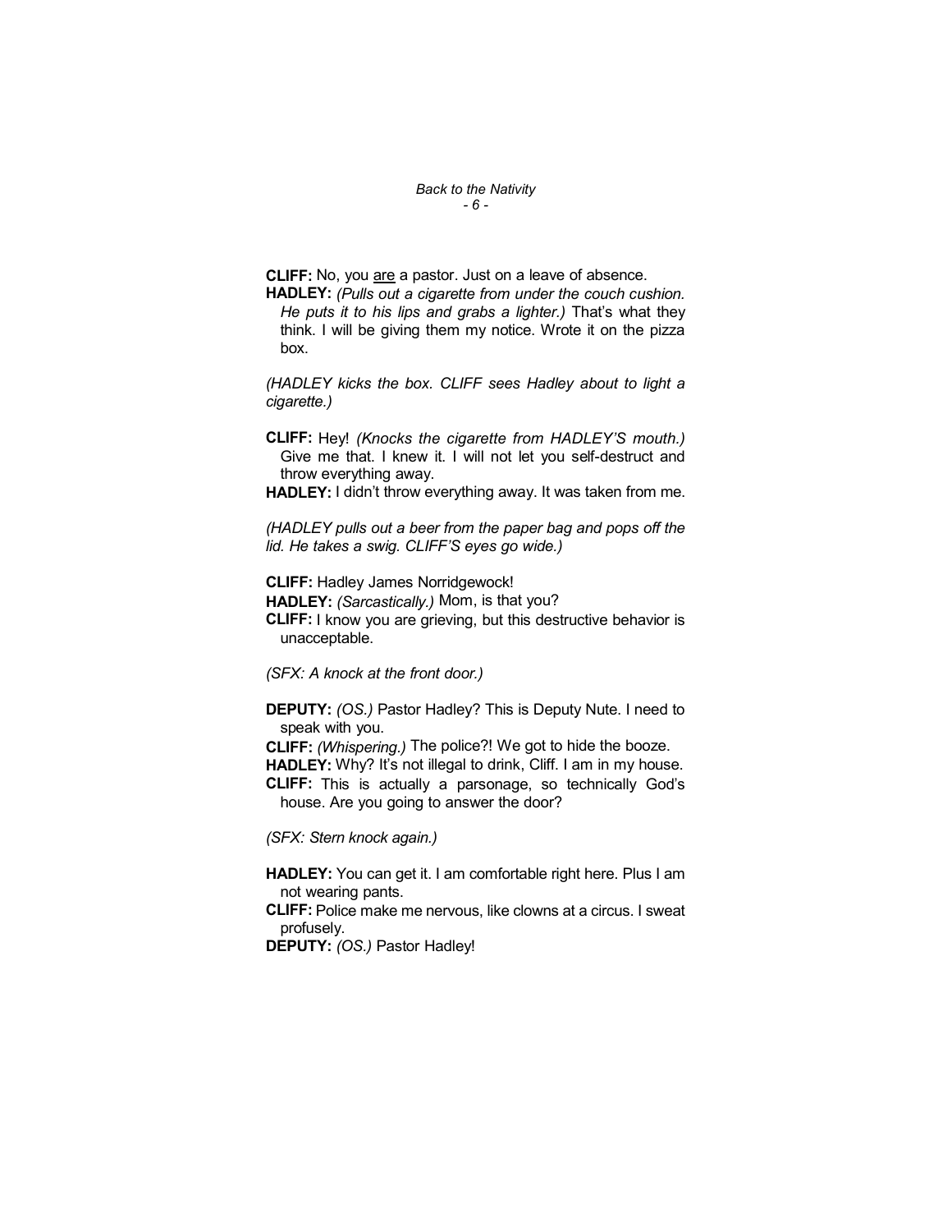**CLIFF:** No, you <u>are</u> a pastor. Just on a leave of absence.

**HADLEY:** *(Pulls out a cigarette from under the couch cushion. He puts it to his lips and grabs a lighter.)* That's what they think. I will be giving them my notice. Wrote it on the pizza box.

*(HADLEY kicks the box. CLIFF sees Hadley about to light a cigarette.)*

**CLIFF:** Hey! *(Knocks the cigarette from HADLEY'S mouth.)* Give me that. I knew it. I will not let you self-destruct and throw everything away.

**HADLEY:** I didn't throw everything away. It was taken from me.

*(HADLEY pulls out a beer from the paper bag and pops off the lid. He takes a swig. CLIFF'S eyes go wide.)*

**CLIFF:** Hadley James Norridgewock!

**HADLEY:** *(Sarcastically.)* Mom, is that you?

**CLIFF:** I know you are grieving, but this destructive behavior is unacceptable.

*(SFX: A knock at the front door.)*

**DEPUTY:** *(OS.)* Pastor Hadley? This is Deputy Nute. I need to speak with you.

**CLIFF:** *(Whispering.)* The police?! We got to hide the booze.

**HADLEY:** Why? It's not illegal to drink, Cliff. I am in my house.

**CLIFF:** This is actually a parsonage, so technically God's house. Are you going to answer the door?

*(SFX: Stern knock again.)*

**HADLEY:** You can get it. I am comfortable right here. Plus I am not wearing pants.

**CLIFF:** Police make me nervous, like clowns at a circus. I sweat profusely.

**DEPUTY:** *(OS.)* Pastor Hadley!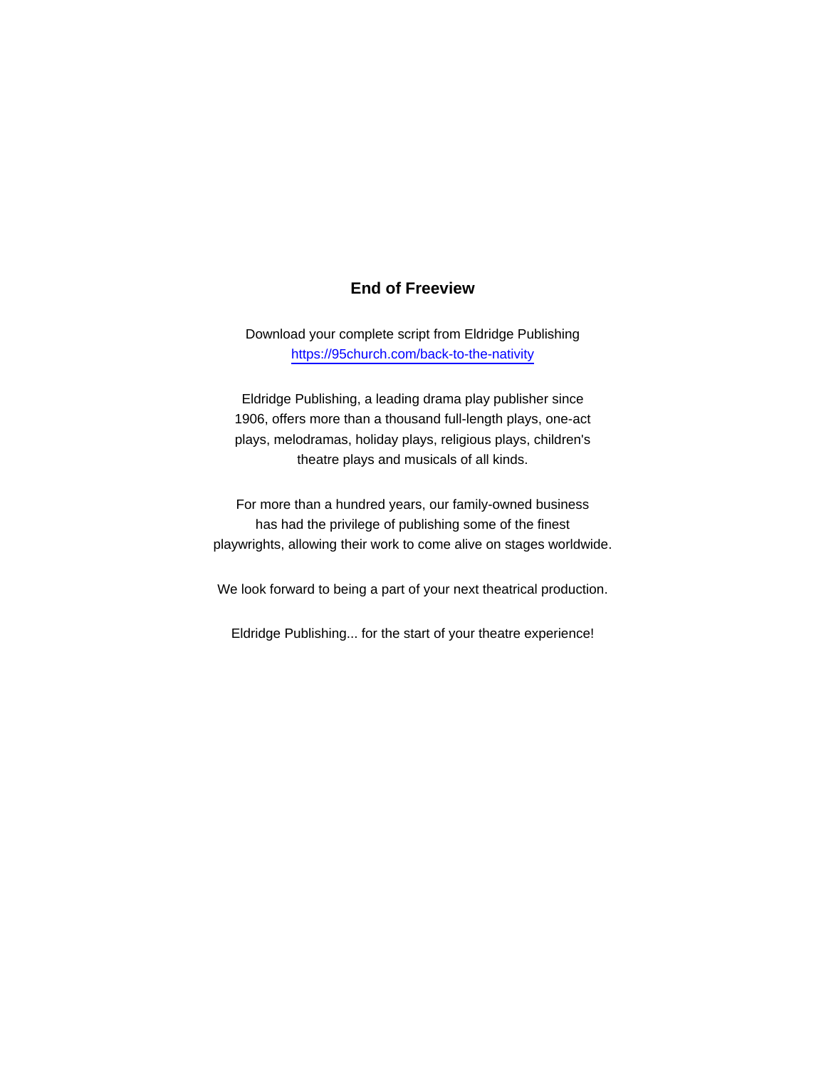**End of Freeview**

Download your complete script from Eldridge Publishing
https://95church.com/back-to-the-nativity

Eldridge Publishing, a leading drama play publisher since 1906, offers more than a thousand full-length plays, one-act plays, melodramas, holiday plays, religious plays, children's theatre plays and musicals of all kinds.

For more than a hundred years, our family-owned business has had the privilege of publishing some of the finest playwrights, allowing their work to come alive on stages worldwide.

We look forward to being a part of your next theatrical production.

Eldridge Publishing... for the start of your theatre experience!